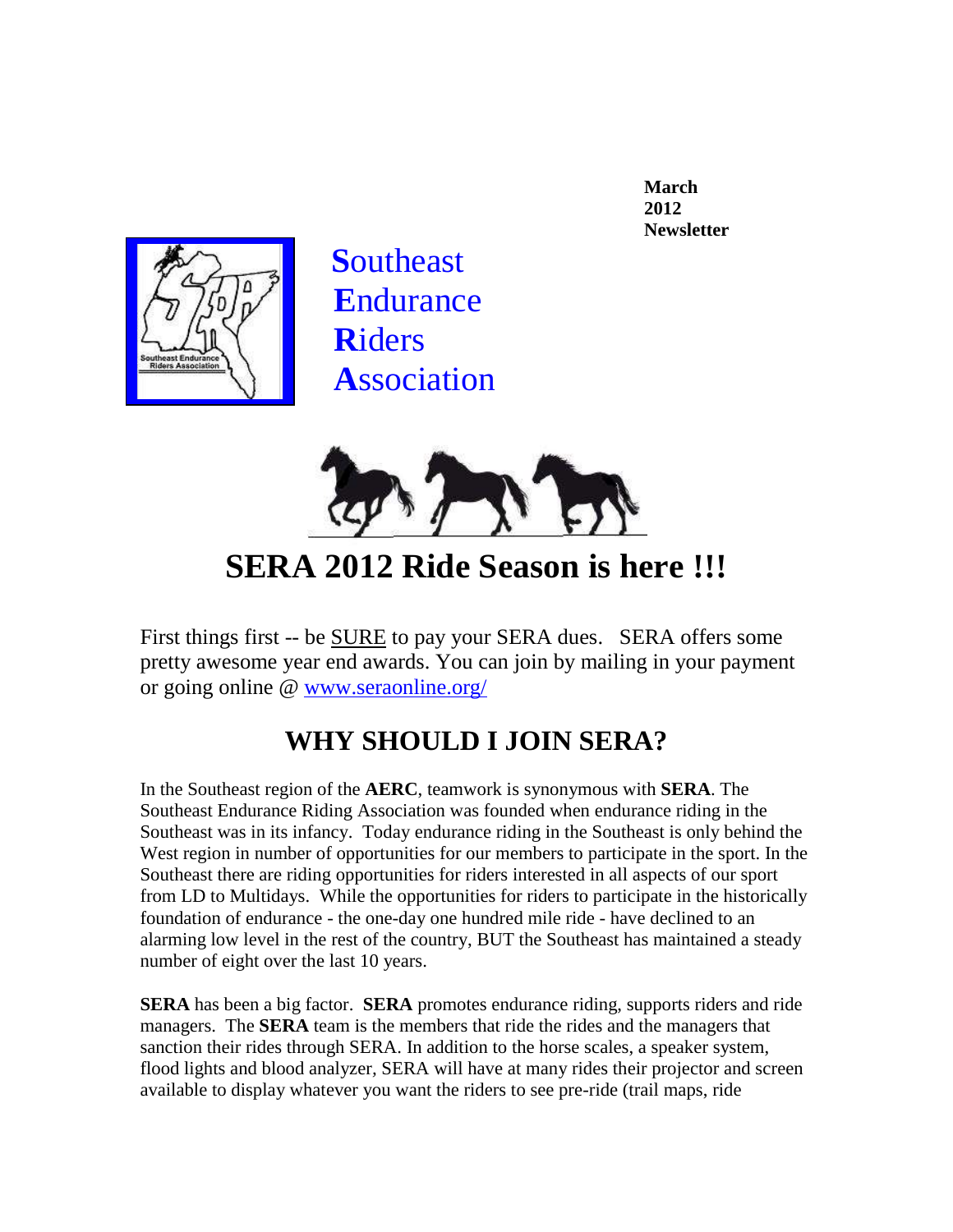**March 2012 Newsletter**

**S**outheast
**E**ndurance
**R**iders
**A**ssociation

# SERA 2012 Ride Season is here !!!

First things first -- be SURE to pay your SERA dues. SERA offers some pretty awesome year end awards. You can join by mailing in your payment or going online @ [www.seraonline.org/](www.seraonline.org/)

## WHY SHOULD I JOIN SERA?

In the Southeast region of the **AERC**, teamwork is synonymous with **SERA**. The Southeast Endurance Riding Association was founded when endurance riding in the Southeast was in its infancy. Today endurance riding in the Southeast is only behind the West region in number of opportunities for our members to participate in the sport. In the Southeast there are riding opportunities for riders interested in all aspects of our sport from LD to Multidays. While the opportunities for riders to participate in the historically foundation of endurance - the one-day one hundred mile ride - have declined to an alarming low level in the rest of the country, BUT the Southeast has maintained a steady number of eight over the last 10 years.

**SERA** has been a big factor. **SERA** promotes endurance riding, supports riders and ride managers. The **SERA** team is the members that ride the rides and the managers that sanction their rides through SERA. In addition to the horse scales, a speaker system, flood lights and blood analyzer, SERA will have at many rides their projector and screen available to display whatever you want the riders to see pre-ride (trail maps, ride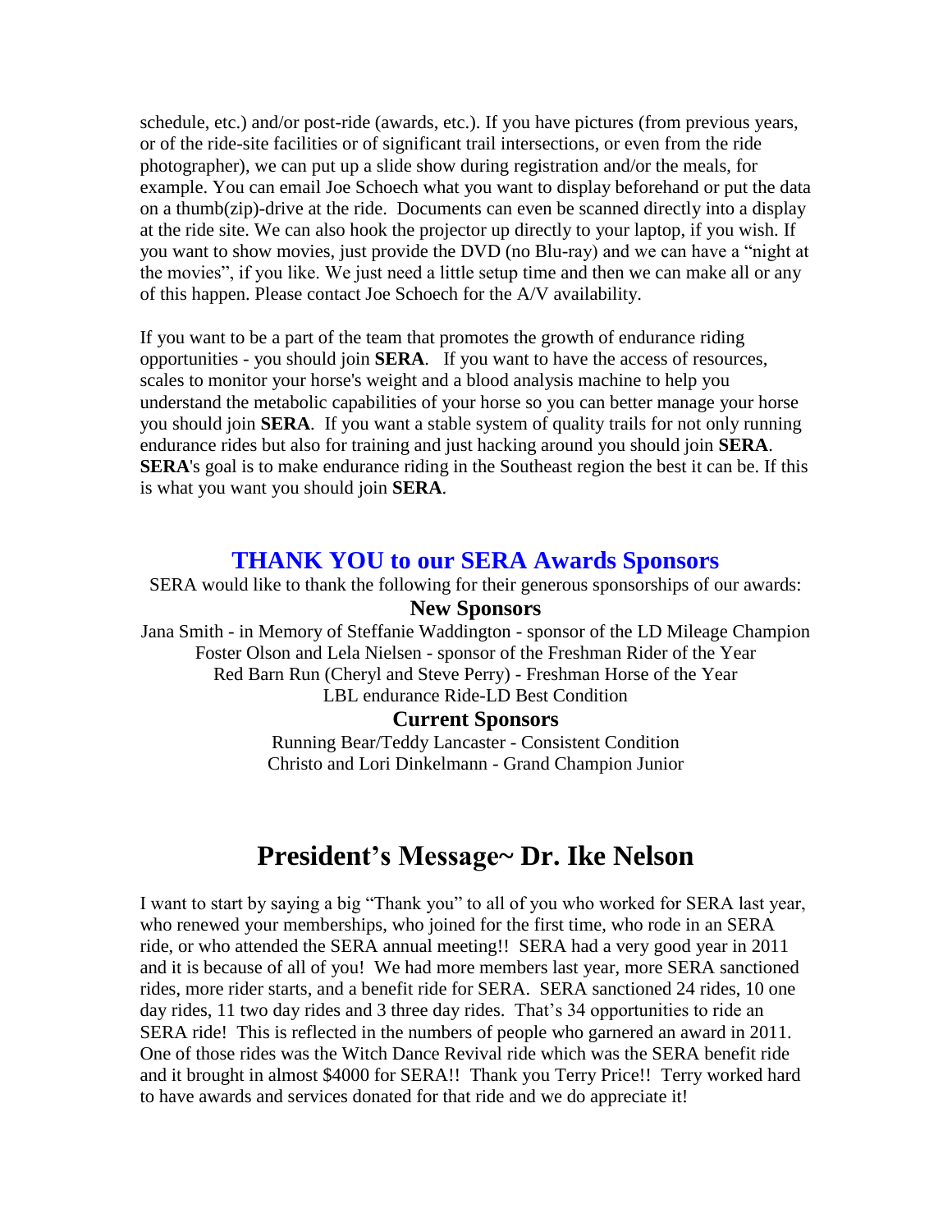schedule, etc.) and/or post-ride (awards, etc.). If you have pictures (from previous years, or of the ride-site facilities or of significant trail intersections, or even from the ride photographer), we can put up a slide show during registration and/or the meals, for example. You can email Joe Schoech what you want to display beforehand or put the data on a thumb(zip)-drive at the ride. Documents can even be scanned directly into a display at the ride site. We can also hook the projector up directly to your laptop, if you wish. If you want to show movies, just provide the DVD (no Blu-ray) and we can have a "night at the movies", if you like. We just need a little setup time and then we can make all or any of this happen. Please contact Joe Schoech for the A/V availability.

If you want to be a part of the team that promotes the growth of endurance riding opportunities - you should join **SERA**. If you want to have the access of resources, scales to monitor your horse's weight and a blood analysis machine to help you understand the metabolic capabilities of your horse so you can better manage your horse you should join **SERA**. If you want a stable system of quality trails for not only running endurance rides but also for training and just hacking around you should join **SERA**. **SERA**'s goal is to make endurance riding in the Southeast region the best it can be. If this is what you want you should join **SERA**.

## THANK YOU to our SERA Awards Sponsors

SERA would like to thank the following for their generous sponsorships of our awards:

### New Sponsors

Jana Smith - in Memory of Steffanie Waddington - sponsor of the LD Mileage Champion
Foster Olson and Lela Nielsen - sponsor of the Freshman Rider of the Year
Red Barn Run (Cheryl and Steve Perry) - Freshman Horse of the Year
LBL endurance Ride-LD Best Condition

### Current Sponsors

Running Bear/Teddy Lancaster - Consistent Condition
Christo and Lori Dinkelmann - Grand Champion Junior

# President's Message~ Dr. Ike Nelson

I want to start by saying a big "Thank you" to all of you who worked for SERA last year, who renewed your memberships, who joined for the first time, who rode in an SERA ride, or who attended the SERA annual meeting!! SERA had a very good year in 2011 and it is because of all of you! We had more members last year, more SERA sanctioned rides, more rider starts, and a benefit ride for SERA. SERA sanctioned 24 rides, 10 one day rides, 11 two day rides and 3 three day rides. That's 34 opportunities to ride an SERA ride! This is reflected in the numbers of people who garnered an award in 2011. One of those rides was the Witch Dance Revival ride which was the SERA benefit ride and it brought in almost $4000 for SERA!! Thank you Terry Price!! Terry worked hard to have awards and services donated for that ride and we do appreciate it!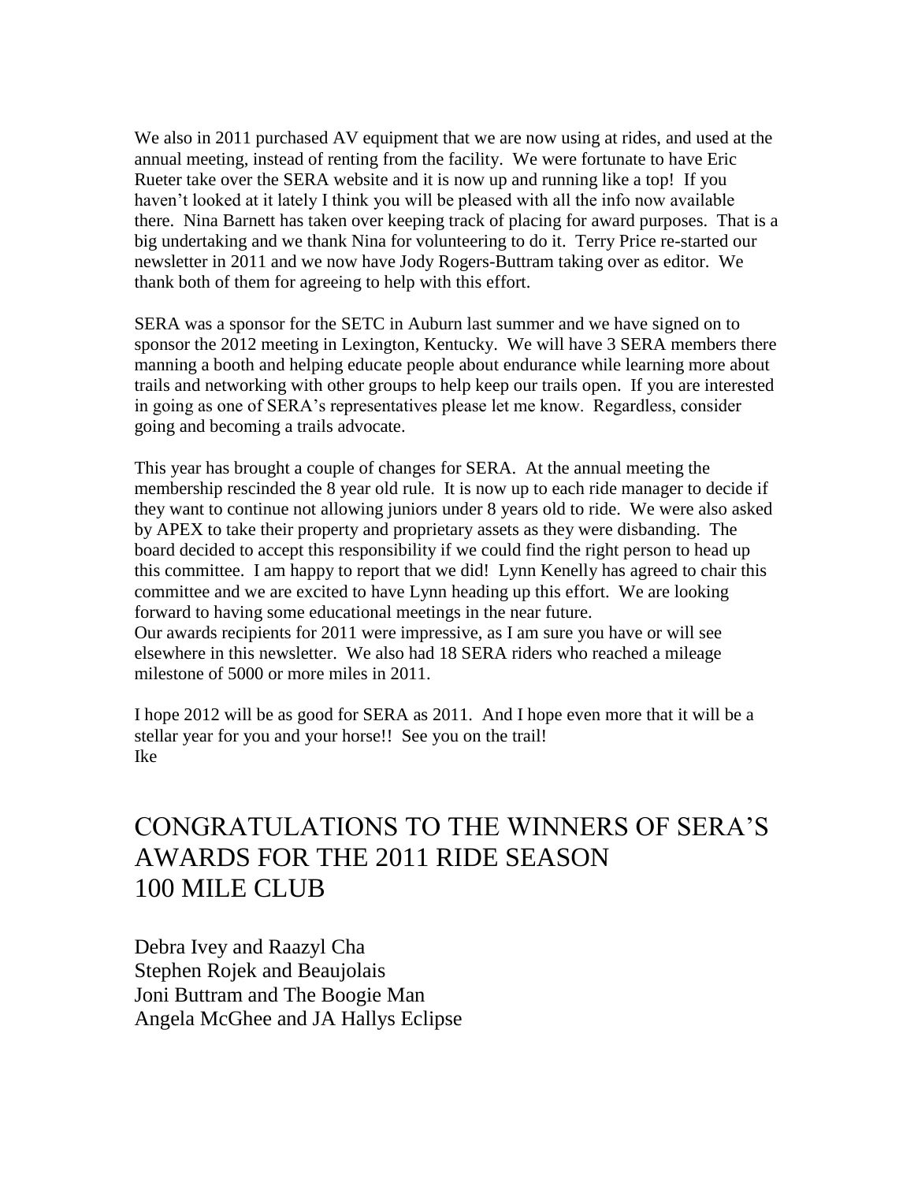We also in 2011 purchased AV equipment that we are now using at rides, and used at the annual meeting, instead of renting from the facility. We were fortunate to have Eric Rueter take over the SERA website and it is now up and running like a top! If you haven't looked at it lately I think you will be pleased with all the info now available there. Nina Barnett has taken over keeping track of placing for award purposes. That is a big undertaking and we thank Nina for volunteering to do it. Terry Price re-started our newsletter in 2011 and we now have Jody Rogers-Buttram taking over as editor. We thank both of them for agreeing to help with this effort.

SERA was a sponsor for the SETC in Auburn last summer and we have signed on to sponsor the 2012 meeting in Lexington, Kentucky. We will have 3 SERA members there manning a booth and helping educate people about endurance while learning more about trails and networking with other groups to help keep our trails open. If you are interested in going as one of SERA's representatives please let me know. Regardless, consider going and becoming a trails advocate.

This year has brought a couple of changes for SERA. At the annual meeting the membership rescinded the 8 year old rule. It is now up to each ride manager to decide if they want to continue not allowing juniors under 8 years old to ride. We were also asked by APEX to take their property and proprietary assets as they were disbanding. The board decided to accept this responsibility if we could find the right person to head up this committee. I am happy to report that we did! Lynn Kenelly has agreed to chair this committee and we are excited to have Lynn heading up this effort. We are looking forward to having some educational meetings in the near future.
Our awards recipients for 2011 were impressive, as I am sure you have or will see elsewhere in this newsletter. We also had 18 SERA riders who reached a mileage milestone of 5000 or more miles in 2011.

I hope 2012 will be as good for SERA as 2011. And I hope even more that it will be a stellar year for you and your horse!! See you on the trail!
Ike

# CONGRATULATIONS TO THE WINNERS OF SERA'S AWARDS FOR THE 2011 RIDE SEASON
# 100 MILE CLUB

Debra Ivey and Raazyl Cha
Stephen Rojek and Beaujolais
Joni Buttram and The Boogie Man
Angela McGhee and JA Hallys Eclipse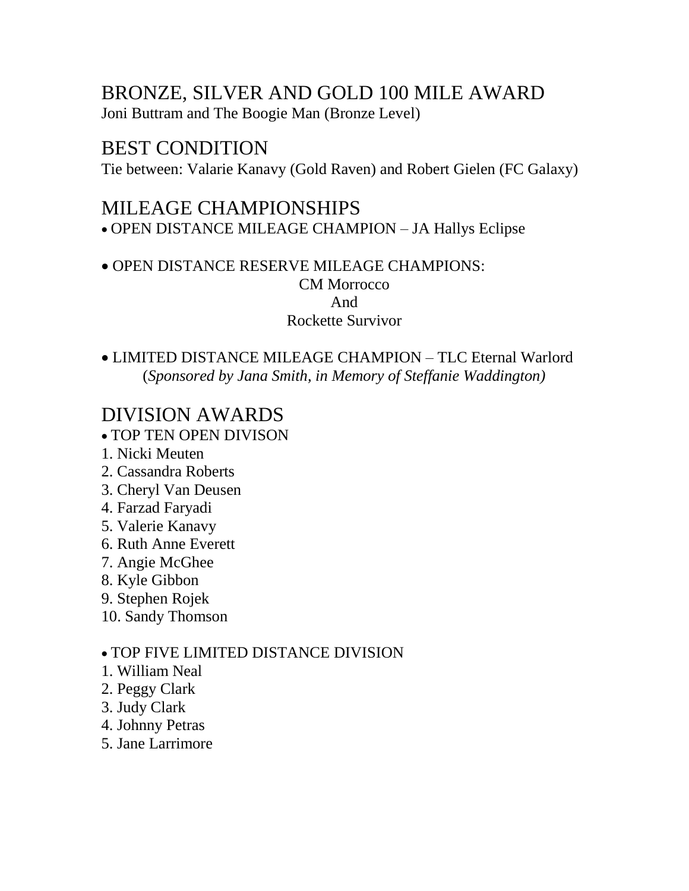## BRONZE, SILVER AND GOLD 100 MILE AWARD

Joni Buttram and The Boogie Man (Bronze Level)

## BEST CONDITION

Tie between: Valarie Kanavy (Gold Raven) and Robert Gielen (FC Galaxy)

## MILEAGE CHAMPIONSHIPS

- OPEN DISTANCE MILEAGE CHAMPION – JA Hallys Eclipse

- OPEN DISTANCE RESERVE MILEAGE CHAMPIONS:

  CM Morrocco
  And
  Rockette Survivor

- LIMITED DISTANCE MILEAGE CHAMPION – TLC Eternal Warlord
  (*Sponsored by Jana Smith, in Memory of Steffanie Waddington)*

## DIVISION AWARDS

- TOP TEN OPEN DIVISON

1. Nicki Meuten
2. Cassandra Roberts
3. Cheryl Van Deusen
4. Farzad Faryadi
5. Valerie Kanavy
6. Ruth Anne Everett
7. Angie McGhee
8. Kyle Gibbon
9. Stephen Rojek
10. Sandy Thomson

- TOP FIVE LIMITED DISTANCE DIVISION

1. William Neal
2. Peggy Clark
3. Judy Clark
4. Johnny Petras
5. Jane Larrimore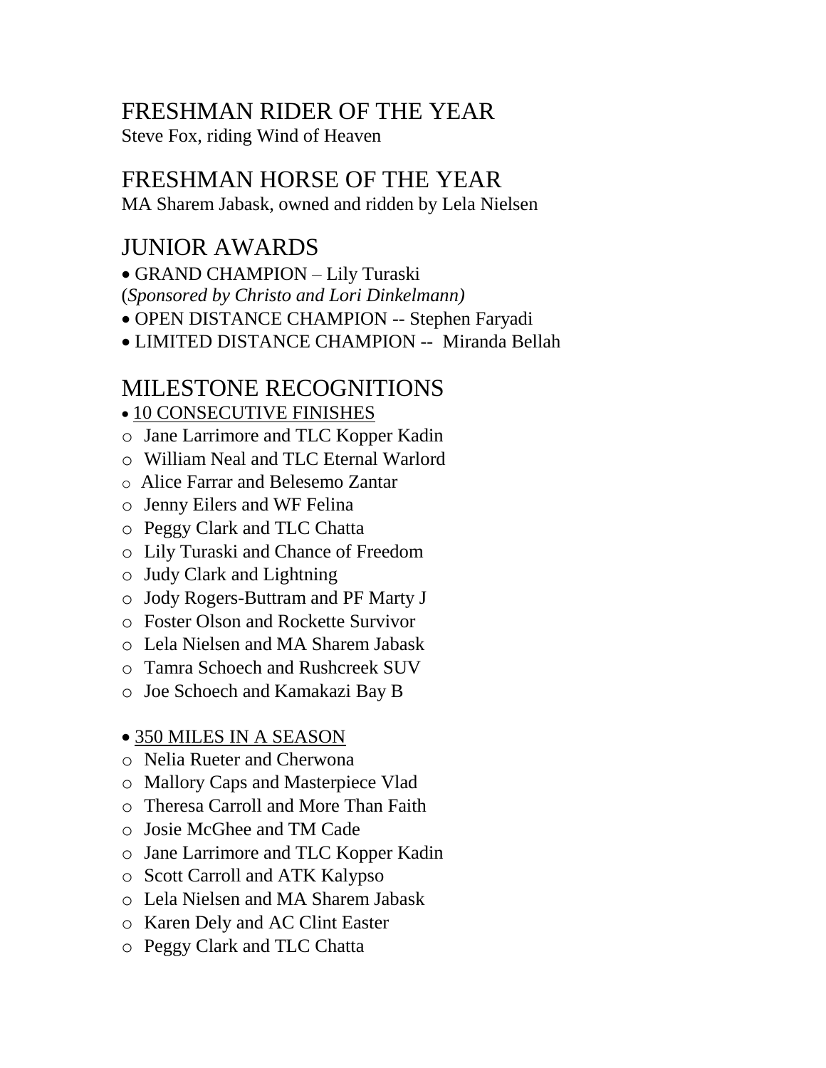## FRESHMAN RIDER OF THE YEAR

Steve Fox, riding Wind of Heaven

## FRESHMAN HORSE OF THE YEAR

MA Sharem Jabask, owned and ridden by Lela Nielsen

## JUNIOR AWARDS

- GRAND CHAMPION – Lily Turaski
(*Sponsored by Christo and Lori Dinkelmann)*
- OPEN DISTANCE CHAMPION -- Stephen Faryadi
- LIMITED DISTANCE CHAMPION -- Miranda Bellah

## MILESTONE RECOGNITIONS

- <u>10 CONSECUTIVE FINISHES</u>
  - Jane Larrimore and TLC Kopper Kadin
  - William Neal and TLC Eternal Warlord
  - Alice Farrar and Belesemo Zantar
  - Jenny Eilers and WF Felina
  - Peggy Clark and TLC Chatta
  - Lily Turaski and Chance of Freedom
  - Judy Clark and Lightning
  - Jody Rogers-Buttram and PF Marty J
  - Foster Olson and Rockette Survivor
  - Lela Nielsen and MA Sharem Jabask
  - Tamra Schoech and Rushcreek SUV
  - Joe Schoech and Kamakazi Bay B

- <u>350 MILES IN A SEASON</u>
  - Nelia Rueter and Cherwona
  - Mallory Caps and Masterpiece Vlad
  - Theresa Carroll and More Than Faith
  - Josie McGhee and TM Cade
  - Jane Larrimore and TLC Kopper Kadin
  - Scott Carroll and ATK Kalypso
  - Lela Nielsen and MA Sharem Jabask
  - Karen Dely and AC Clint Easter
  - Peggy Clark and TLC Chatta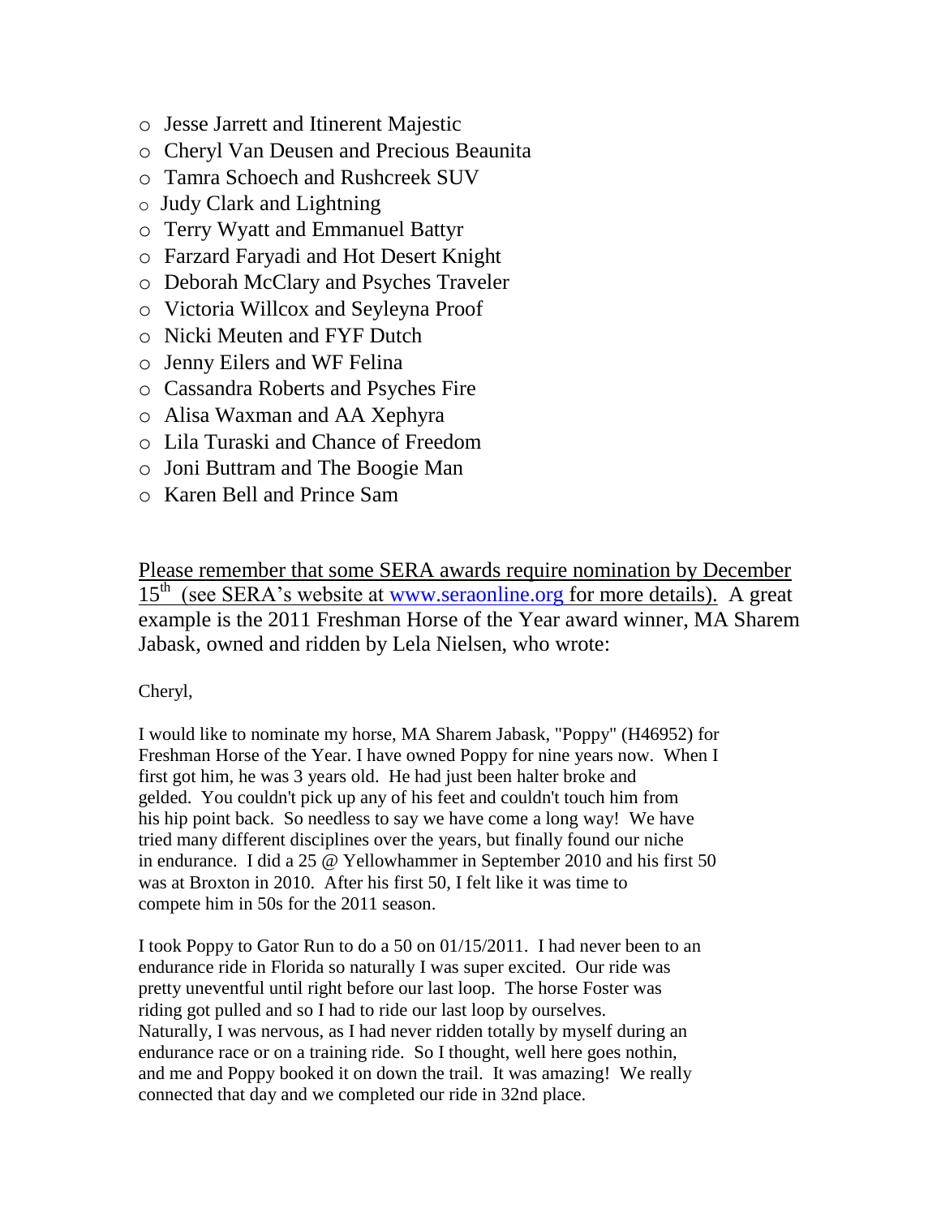- Jesse Jarrett and Itinerent Majestic
- Cheryl Van Deusen and Precious Beaunita
- Tamra Schoech and Rushcreek SUV
- Judy Clark and Lightning
- Terry Wyatt and Emmanuel Battyr
- Farzard Faryadi and Hot Desert Knight
- Deborah McClary and Psyches Traveler
- Victoria Willcox and Seyleyna Proof
- Nicki Meuten and FYF Dutch
- Jenny Eilers and WF Felina
- Cassandra Roberts and Psyches Fire
- Alisa Waxman and AA Xephyra
- Lila Turaski and Chance of Freedom
- Joni Buttram and The Boogie Man
- Karen Bell and Prince Sam

Please remember that some SERA awards require nomination by December 15th (see SERA's website at www.seraonline.org for more details). A great example is the 2011 Freshman Horse of the Year award winner, MA Sharem Jabask, owned and ridden by Lela Nielsen, who wrote:

Cheryl,

I would like to nominate my horse, MA Sharem Jabask, "Poppy" (H46952) for Freshman Horse of the Year. I have owned Poppy for nine years now. When I first got him, he was 3 years old. He had just been halter broke and gelded. You couldn't pick up any of his feet and couldn't touch him from his hip point back. So needless to say we have come a long way! We have tried many different disciplines over the years, but finally found our niche in endurance. I did a 25 @ Yellowhammer in September 2010 and his first 50 was at Broxton in 2010. After his first 50, I felt like it was time to compete him in 50s for the 2011 season.

I took Poppy to Gator Run to do a 50 on 01/15/2011. I had never been to an endurance ride in Florida so naturally I was super excited. Our ride was pretty uneventful until right before our last loop. The horse Foster was riding got pulled and so I had to ride our last loop by ourselves. Naturally, I was nervous, as I had never ridden totally by myself during an endurance race or on a training ride. So I thought, well here goes nothin, and me and Poppy booked it on down the trail. It was amazing! We really connected that day and we completed our ride in 32nd place.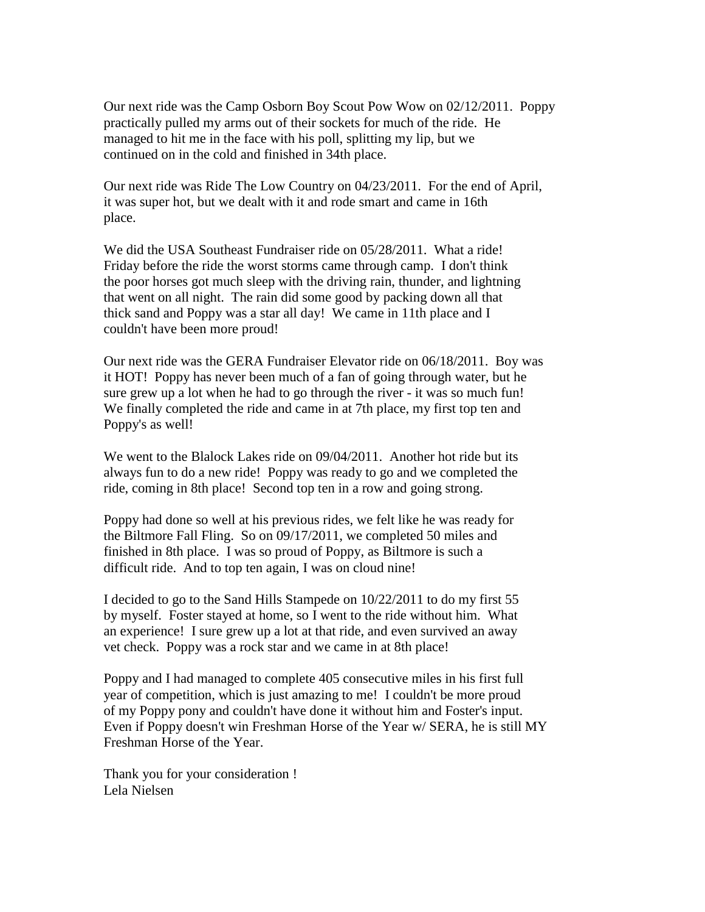Our next ride was the Camp Osborn Boy Scout Pow Wow on 02/12/2011. Poppy practically pulled my arms out of their sockets for much of the ride. He managed to hit me in the face with his poll, splitting my lip, but we continued on in the cold and finished in 34th place.

Our next ride was Ride The Low Country on 04/23/2011. For the end of April, it was super hot, but we dealt with it and rode smart and came in 16th place.

We did the USA Southeast Fundraiser ride on 05/28/2011. What a ride! Friday before the ride the worst storms came through camp. I don't think the poor horses got much sleep with the driving rain, thunder, and lightning that went on all night. The rain did some good by packing down all that thick sand and Poppy was a star all day! We came in 11th place and I couldn't have been more proud!

Our next ride was the GERA Fundraiser Elevator ride on 06/18/2011. Boy was it HOT! Poppy has never been much of a fan of going through water, but he sure grew up a lot when he had to go through the river - it was so much fun! We finally completed the ride and came in at 7th place, my first top ten and Poppy's as well!

We went to the Blalock Lakes ride on 09/04/2011. Another hot ride but its always fun to do a new ride! Poppy was ready to go and we completed the ride, coming in 8th place! Second top ten in a row and going strong.

Poppy had done so well at his previous rides, we felt like he was ready for the Biltmore Fall Fling. So on 09/17/2011, we completed 50 miles and finished in 8th place. I was so proud of Poppy, as Biltmore is such a difficult ride. And to top ten again, I was on cloud nine!

I decided to go to the Sand Hills Stampede on 10/22/2011 to do my first 55 by myself. Foster stayed at home, so I went to the ride without him. What an experience! I sure grew up a lot at that ride, and even survived an away vet check. Poppy was a rock star and we came in at 8th place!

Poppy and I had managed to complete 405 consecutive miles in his first full year of competition, which is just amazing to me! I couldn't be more proud of my Poppy pony and couldn't have done it without him and Foster's input. Even if Poppy doesn't win Freshman Horse of the Year w/ SERA, he is still MY Freshman Horse of the Year.

Thank you for your consideration !
Lela Nielsen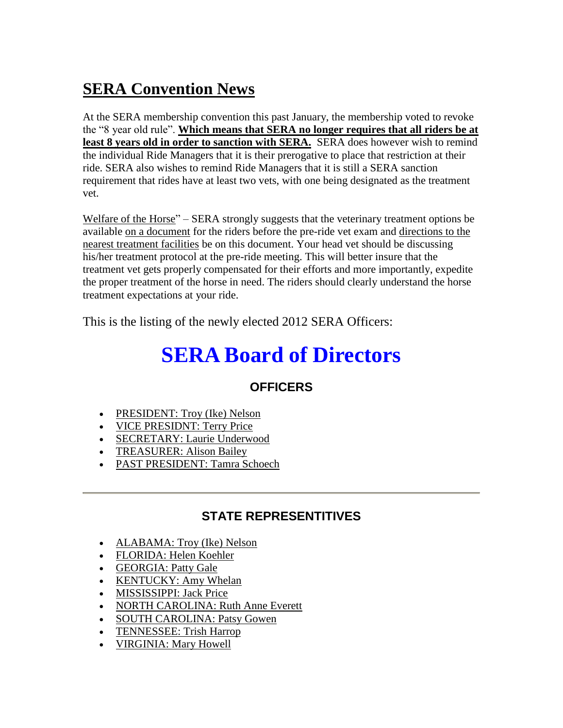# SERA Convention News

At the SERA membership convention this past January, the membership voted to revoke the "8 year old rule". **Which means that SERA no longer requires that all riders be at least 8 years old in order to sanction with SERA.** SERA does however wish to remind the individual Ride Managers that it is their prerogative to place that restriction at their ride. SERA also wishes to remind Ride Managers that it is still a SERA sanction requirement that rides have at least two vets, with one being designated as the treatment vet.

Welfare of the Horse" – SERA strongly suggests that the veterinary treatment options be available on a document for the riders before the pre-ride vet exam and directions to the nearest treatment facilities be on this document. Your head vet should be discussing his/her treatment protocol at the pre-ride meeting. This will better insure that the treatment vet gets properly compensated for their efforts and more importantly, expedite the proper treatment of the horse in need. The riders should clearly understand the horse treatment expectations at your ride.

This is the listing of the newly elected 2012 SERA Officers:

# SERA Board of Directors

### OFFICERS

- PRESIDENT: Troy (Ike) Nelson
- VICE PRESIDNT: Terry Price
- SECRETARY: Laurie Underwood
- TREASURER: Alison Bailey
- PAST PRESIDENT: Tamra Schoech

---

### STATE REPRESENTITIVES

- ALABAMA: Troy (Ike) Nelson
- FLORIDA: Helen Koehler
- GEORGIA: Patty Gale
- KENTUCKY: Amy Whelan
- MISSISSIPPI: Jack Price
- NORTH CAROLINA: Ruth Anne Everett
- SOUTH CAROLINA: Patsy Gowen
- TENNESSEE: Trish Harrop
- VIRGINIA: Mary Howell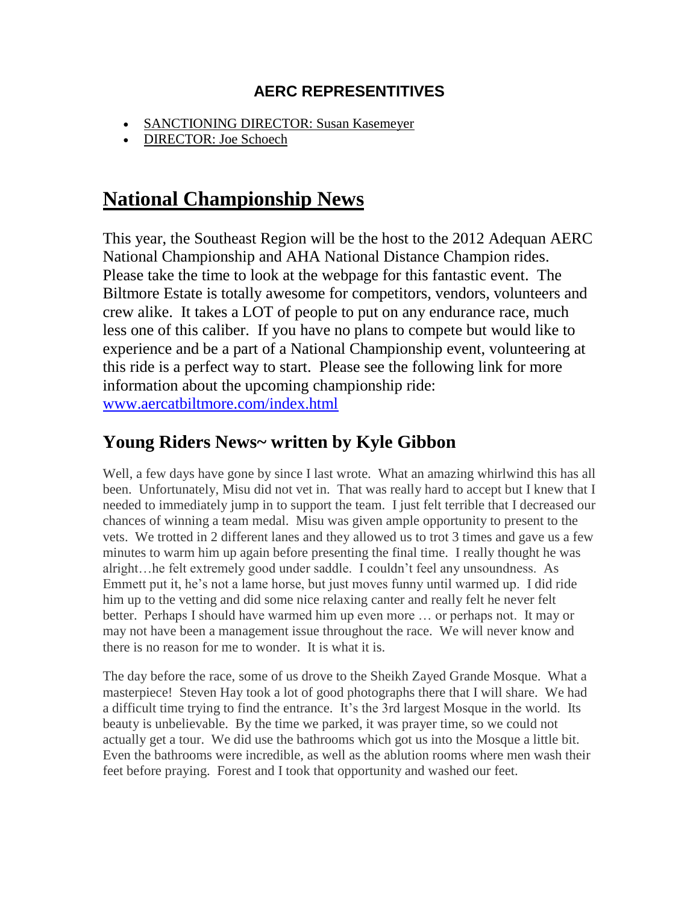### AERC REPRESENTITIVES

- SANCTIONING DIRECTOR: Susan Kasemeyer
- DIRECTOR: Joe Schoech

# National Championship News

This year, the Southeast Region will be the host to the 2012 Adequan AERC National Championship and AHA National Distance Champion rides. Please take the time to look at the webpage for this fantastic event. The Biltmore Estate is totally awesome for competitors, vendors, volunteers and crew alike. It takes a LOT of people to put on any endurance race, much less one of this caliber. If you have no plans to compete but would like to experience and be a part of a National Championship event, volunteering at this ride is a perfect way to start. Please see the following link for more information about the upcoming championship ride: www.aercatbiltmore.com/index.html

## Young Riders News~ written by Kyle Gibbon

Well, a few days have gone by since I last wrote. What an amazing whirlwind this has all been. Unfortunately, Misu did not vet in. That was really hard to accept but I knew that I needed to immediately jump in to support the team. I just felt terrible that I decreased our chances of winning a team medal. Misu was given ample opportunity to present to the vets. We trotted in 2 different lanes and they allowed us to trot 3 times and gave us a few minutes to warm him up again before presenting the final time. I really thought he was alright…he felt extremely good under saddle. I couldn't feel any unsoundness. As Emmett put it, he's not a lame horse, but just moves funny until warmed up. I did ride him up to the vetting and did some nice relaxing canter and really felt he never felt better. Perhaps I should have warmed him up even more … or perhaps not. It may or may not have been a management issue throughout the race. We will never know and there is no reason for me to wonder. It is what it is.

The day before the race, some of us drove to the Sheikh Zayed Grande Mosque. What a masterpiece! Steven Hay took a lot of good photographs there that I will share. We had a difficult time trying to find the entrance. It's the 3rd largest Mosque in the world. Its beauty is unbelievable. By the time we parked, it was prayer time, so we could not actually get a tour. We did use the bathrooms which got us into the Mosque a little bit. Even the bathrooms were incredible, as well as the ablution rooms where men wash their feet before praying. Forest and I took that opportunity and washed our feet.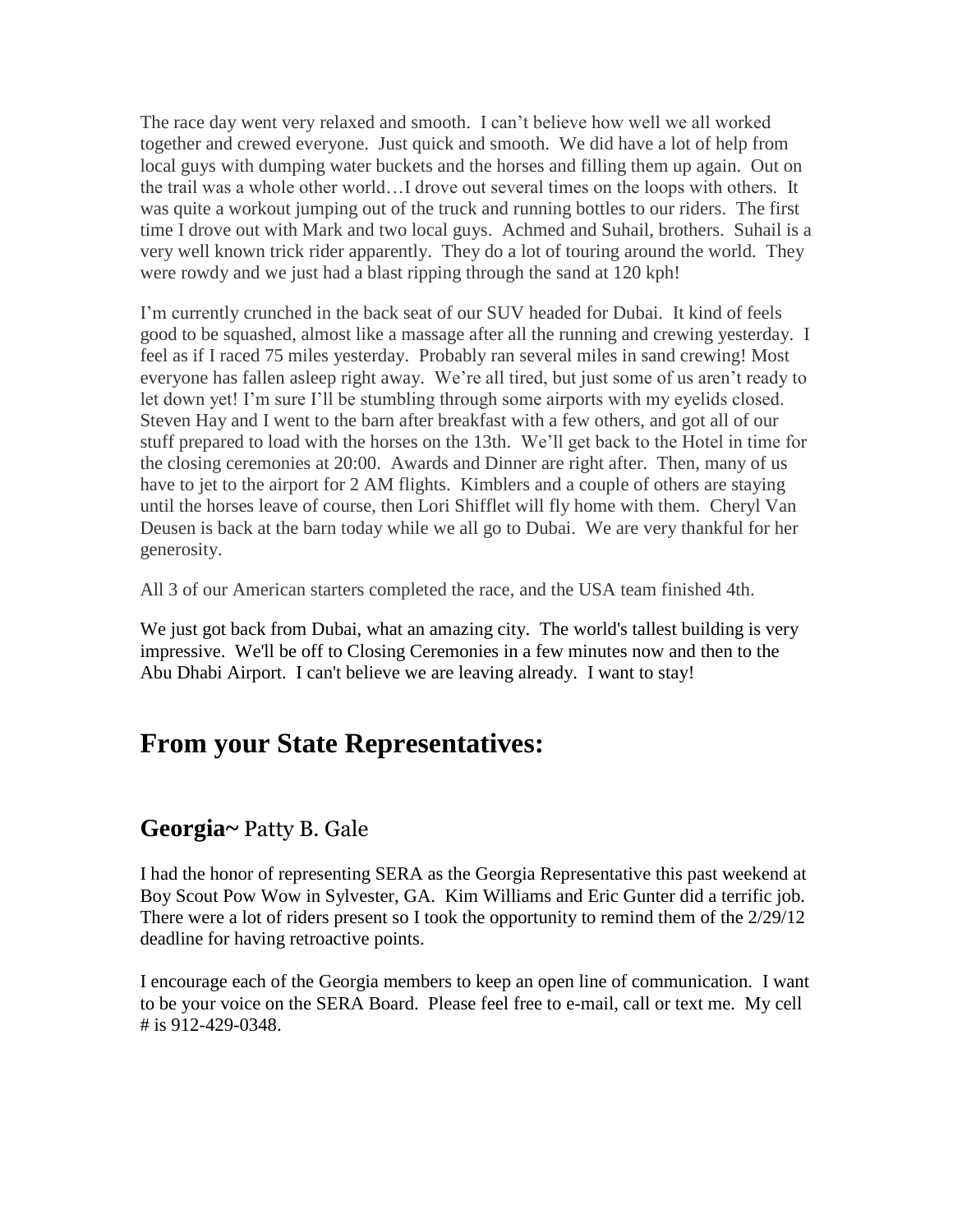The race day went very relaxed and smooth. I can't believe how well we all worked together and crewed everyone. Just quick and smooth. We did have a lot of help from local guys with dumping water buckets and the horses and filling them up again. Out on the trail was a whole other world…I drove out several times on the loops with others. It was quite a workout jumping out of the truck and running bottles to our riders. The first time I drove out with Mark and two local guys. Achmed and Suhail, brothers. Suhail is a very well known trick rider apparently. They do a lot of touring around the world. They were rowdy and we just had a blast ripping through the sand at 120 kph!

I'm currently crunched in the back seat of our SUV headed for Dubai. It kind of feels good to be squashed, almost like a massage after all the running and crewing yesterday. I feel as if I raced 75 miles yesterday. Probably ran several miles in sand crewing! Most everyone has fallen asleep right away. We're all tired, but just some of us aren't ready to let down yet! I'm sure I'll be stumbling through some airports with my eyelids closed. Steven Hay and I went to the barn after breakfast with a few others, and got all of our stuff prepared to load with the horses on the 13th. We'll get back to the Hotel in time for the closing ceremonies at 20:00. Awards and Dinner are right after. Then, many of us have to jet to the airport for 2 AM flights. Kimblers and a couple of others are staying until the horses leave of course, then Lori Shifflet will fly home with them. Cheryl Van Deusen is back at the barn today while we all go to Dubai. We are very thankful for her generosity.

All 3 of our American starters completed the race, and the USA team finished 4th.

We just got back from Dubai, what an amazing city. The world's tallest building is very impressive. We'll be off to Closing Ceremonies in a few minutes now and then to the Abu Dhabi Airport. I can't believe we are leaving already. I want to stay!

# From your State Representatives:

## Georgia~ Patty B. Gale

I had the honor of representing SERA as the Georgia Representative this past weekend at Boy Scout Pow Wow in Sylvester, GA. Kim Williams and Eric Gunter did a terrific job. There were a lot of riders present so I took the opportunity to remind them of the 2/29/12 deadline for having retroactive points.

I encourage each of the Georgia members to keep an open line of communication. I want to be your voice on the SERA Board. Please feel free to e-mail, call or text me. My cell # is 912-429-0348.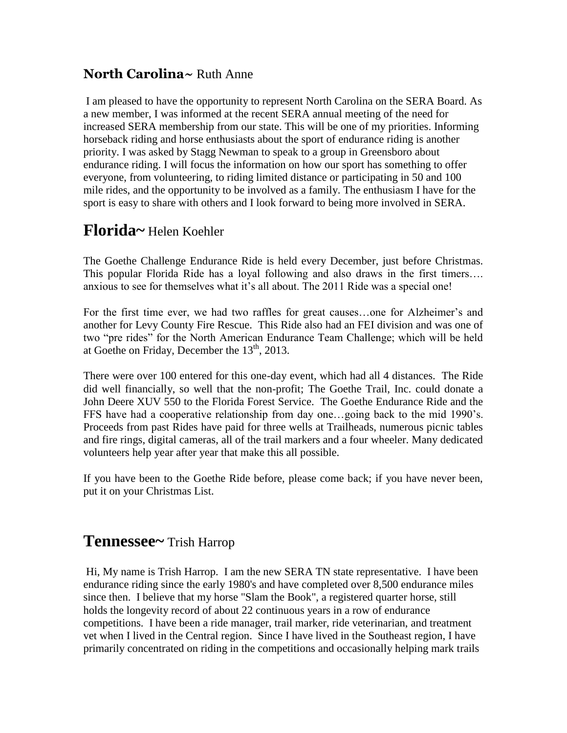## **North Carolina~** Ruth Anne

I am pleased to have the opportunity to represent North Carolina on the SERA Board. As a new member, I was informed at the recent SERA annual meeting of the need for increased SERA membership from our state. This will be one of my priorities. Informing horseback riding and horse enthusiasts about the sport of endurance riding is another priority. I was asked by Stagg Newman to speak to a group in Greensboro about endurance riding. I will focus the information on how our sport has something to offer everyone, from volunteering, to riding limited distance or participating in 50 and 100 mile rides, and the opportunity to be involved as a family. The enthusiasm I have for the sport is easy to share with others and I look forward to being more involved in SERA.

## **Florida~** Helen Koehler

The Goethe Challenge Endurance Ride is held every December, just before Christmas. This popular Florida Ride has a loyal following and also draws in the first timers…. anxious to see for themselves what it's all about. The 2011 Ride was a special one!

For the first time ever, we had two raffles for great causes…one for Alzheimer's and another for Levy County Fire Rescue. This Ride also had an FEI division and was one of two "pre rides" for the North American Endurance Team Challenge; which will be held at Goethe on Friday, December the 13th, 2013.

There were over 100 entered for this one-day event, which had all 4 distances. The Ride did well financially, so well that the non-profit; The Goethe Trail, Inc. could donate a John Deere XUV 550 to the Florida Forest Service. The Goethe Endurance Ride and the FFS have had a cooperative relationship from day one…going back to the mid 1990's. Proceeds from past Rides have paid for three wells at Trailheads, numerous picnic tables and fire rings, digital cameras, all of the trail markers and a four wheeler. Many dedicated volunteers help year after year that make this all possible.

If you have been to the Goethe Ride before, please come back; if you have never been, put it on your Christmas List.

## **Tennessee~** Trish Harrop

Hi, My name is Trish Harrop. I am the new SERA TN state representative. I have been endurance riding since the early 1980's and have completed over 8,500 endurance miles since then. I believe that my horse "Slam the Book", a registered quarter horse, still holds the longevity record of about 22 continuous years in a row of endurance competitions. I have been a ride manager, trail marker, ride veterinarian, and treatment vet when I lived in the Central region. Since I have lived in the Southeast region, I have primarily concentrated on riding in the competitions and occasionally helping mark trails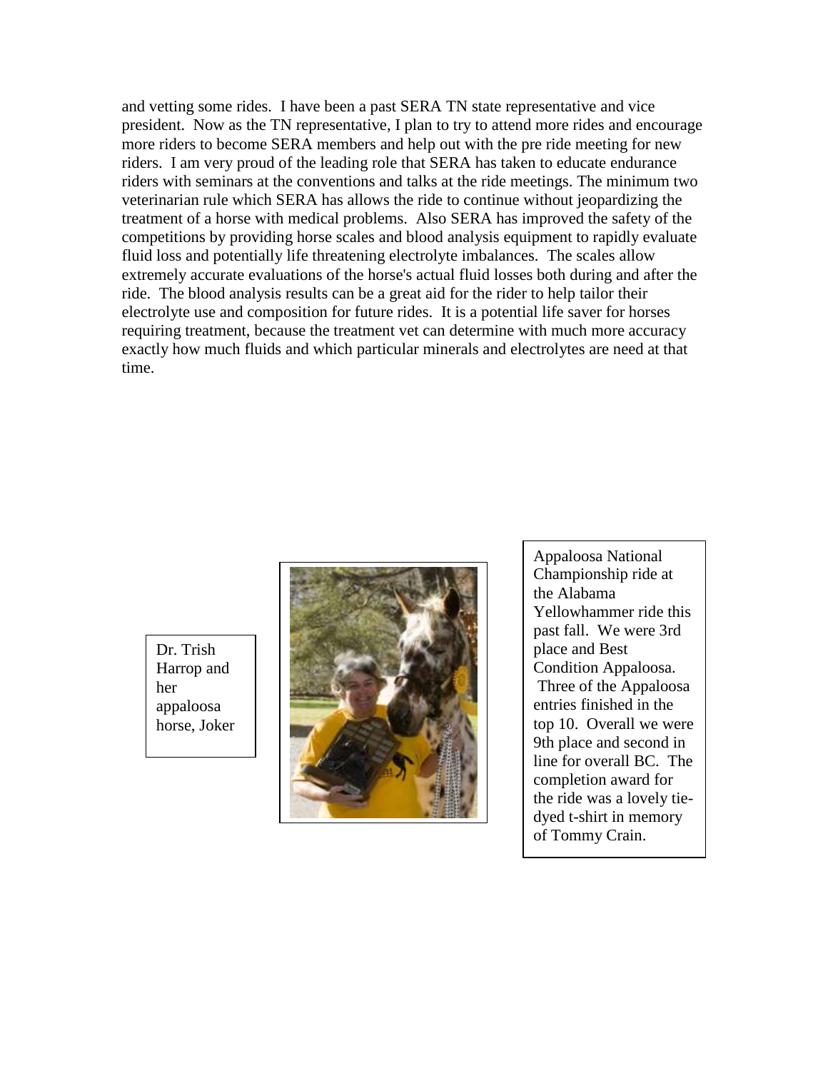and vetting some rides. I have been a past SERA TN state representative and vice president. Now as the TN representative, I plan to try to attend more rides and encourage more riders to become SERA members and help out with the pre ride meeting for new riders. I am very proud of the leading role that SERA has taken to educate endurance riders with seminars at the conventions and talks at the ride meetings. The minimum two veterinarian rule which SERA has allows the ride to continue without jeopardizing the treatment of a horse with medical problems. Also SERA has improved the safety of the competitions by providing horse scales and blood analysis equipment to rapidly evaluate fluid loss and potentially life threatening electrolyte imbalances. The scales allow extremely accurate evaluations of the horse's actual fluid losses both during and after the ride. The blood analysis results can be a great aid for the rider to help tailor their electrolyte use and composition for future rides. It is a potential life saver for horses requiring treatment, because the treatment vet can determine with much more accuracy exactly how much fluids and which particular minerals and electrolytes are need at that time.

Dr. Trish Harrop and her appaloosa horse, Joker

Appaloosa National Championship ride at the Alabama Yellowhammer ride this past fall. We were 3rd place and Best Condition Appaloosa. Three of the Appaloosa entries finished in the top 10. Overall we were 9th place and second in line for overall BC. The completion award for the ride was a lovely tie-dyed t-shirt in memory of Tommy Crain.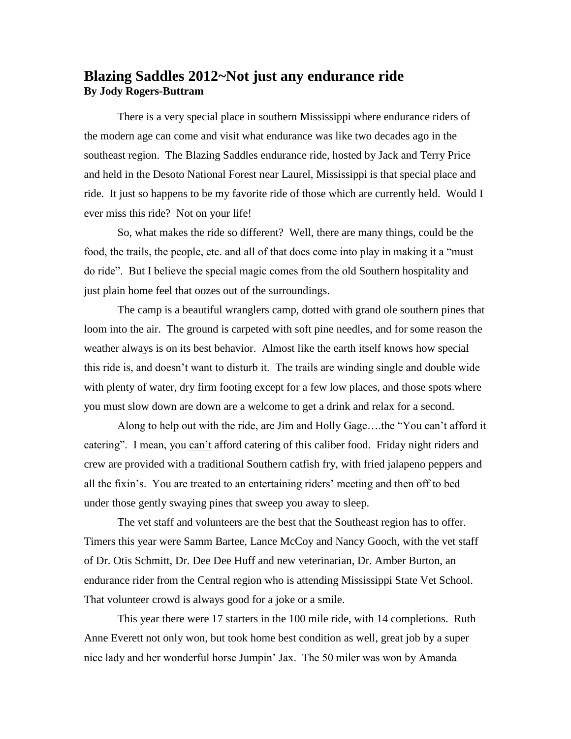## Blazing Saddles 2012~Not just any endurance ride
**By Jody Rogers-Buttram**

There is a very special place in southern Mississippi where endurance riders of the modern age can come and visit what endurance was like two decades ago in the southeast region. The Blazing Saddles endurance ride, hosted by Jack and Terry Price and held in the Desoto National Forest near Laurel, Mississippi is that special place and ride. It just so happens to be my favorite ride of those which are currently held. Would I ever miss this ride? Not on your life!

So, what makes the ride so different? Well, there are many things, could be the food, the trails, the people, etc. and all of that does come into play in making it a "must do ride". But I believe the special magic comes from the old Southern hospitality and just plain home feel that oozes out of the surroundings.

The camp is a beautiful wranglers camp, dotted with grand ole southern pines that loom into the air. The ground is carpeted with soft pine needles, and for some reason the weather always is on its best behavior. Almost like the earth itself knows how special this ride is, and doesn't want to disturb it. The trails are winding single and double wide with plenty of water, dry firm footing except for a few low places, and those spots where you must slow down are down are a welcome to get a drink and relax for a second.

Along to help out with the ride, are Jim and Holly Gage….the "You can't afford it catering". I mean, you <u>can't</u> afford catering of this caliber food. Friday night riders and crew are provided with a traditional Southern catfish fry, with fried jalapeno peppers and all the fixin's. You are treated to an entertaining riders' meeting and then off to bed under those gently swaying pines that sweep you away to sleep.

The vet staff and volunteers are the best that the Southeast region has to offer. Timers this year were Samm Bartee, Lance McCoy and Nancy Gooch, with the vet staff of Dr. Otis Schmitt, Dr. Dee Dee Huff and new veterinarian, Dr. Amber Burton, an endurance rider from the Central region who is attending Mississippi State Vet School. That volunteer crowd is always good for a joke or a smile.

This year there were 17 starters in the 100 mile ride, with 14 completions. Ruth Anne Everett not only won, but took home best condition as well, great job by a super nice lady and her wonderful horse Jumpin' Jax. The 50 miler was won by Amanda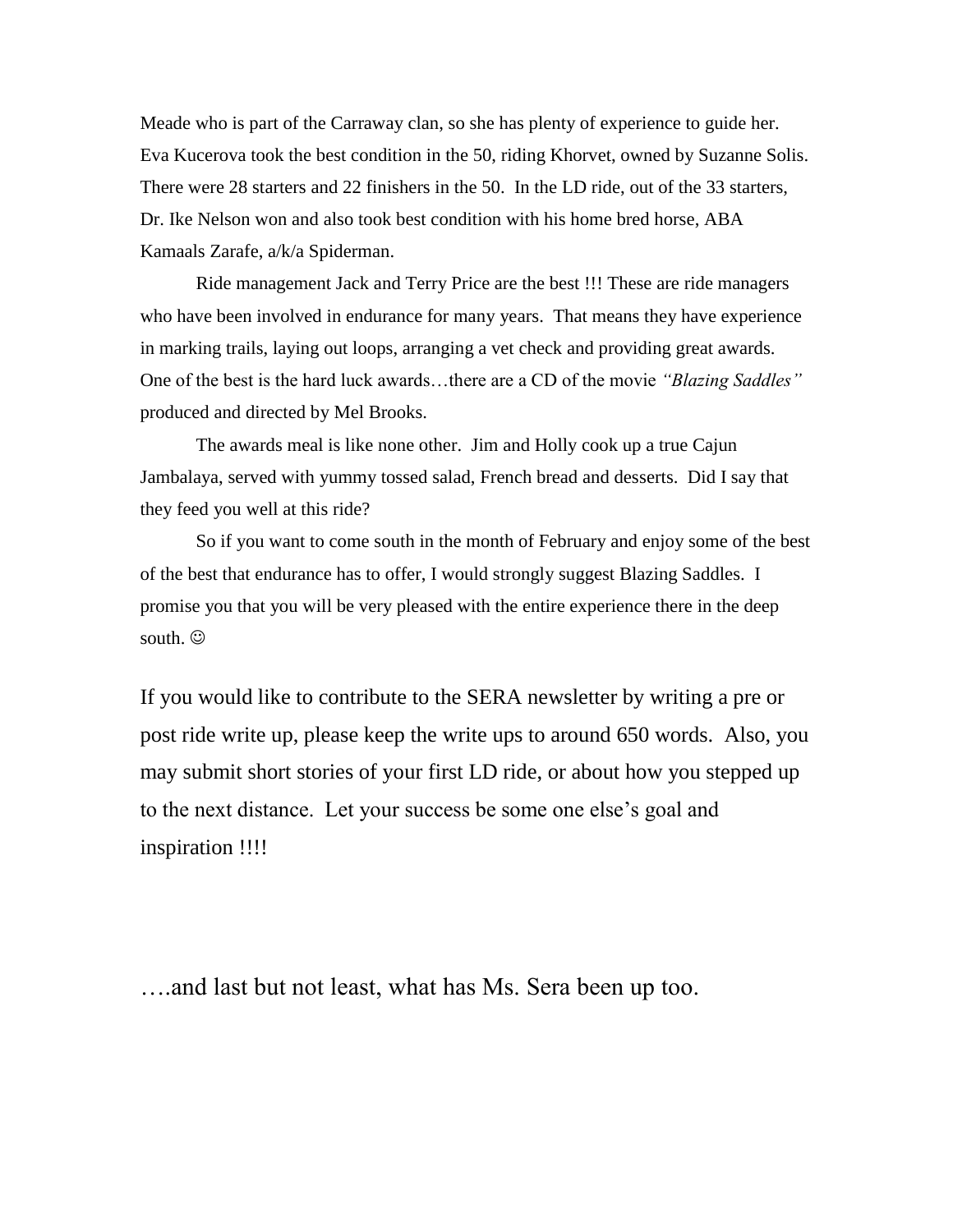Meade who is part of the Carraway clan, so she has plenty of experience to guide her. Eva Kucerova took the best condition in the 50, riding Khorvet, owned by Suzanne Solis. There were 28 starters and 22 finishers in the 50. In the LD ride, out of the 33 starters, Dr. Ike Nelson won and also took best condition with his home bred horse, ABA Kamaals Zarafe, a/k/a Spiderman.

Ride management Jack and Terry Price are the best !!! These are ride managers who have been involved in endurance for many years. That means they have experience in marking trails, laying out loops, arranging a vet check and providing great awards. One of the best is the hard luck awards…there are a CD of the movie *"Blazing Saddles"* produced and directed by Mel Brooks.

The awards meal is like none other. Jim and Holly cook up a true Cajun Jambalaya, served with yummy tossed salad, French bread and desserts. Did I say that they feed you well at this ride?

So if you want to come south in the month of February and enjoy some of the best of the best that endurance has to offer, I would strongly suggest Blazing Saddles. I promise you that you will be very pleased with the entire experience there in the deep south. ☺

If you would like to contribute to the SERA newsletter by writing a pre or post ride write up, please keep the write ups to around 650 words. Also, you may submit short stories of your first LD ride, or about how you stepped up to the next distance. Let your success be some one else's goal and inspiration !!!!

….and last but not least, what has Ms. Sera been up too.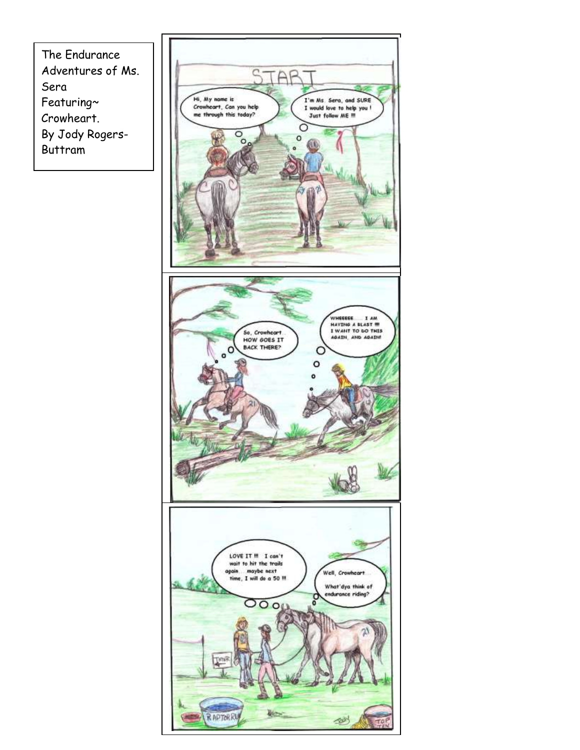The Endurance Adventures of Ms. Sera
Featuring~ Crowheart.
By Jody Rogers-Buttram

START

Hi, My name is Crowheart, Can you help me through this today?

I'm Ms. Sera, and SURE I would love to help you ! Just follow ME !!!

So, Crowheart.. HOW GOES IT BACK THERE?

WHEEEEE..... I AM HAVING A BLAST !!! I WANT TO DO THIS AGAIN, AND AGAIN!

LOVE IT !!! I can't wait to hit the trails again....maybe next time, I will do a 50 !!!

Well, Crowheart...

What'dya think of endurance riding?

TIMER

RAPTOR RU

TOP TEN

JODY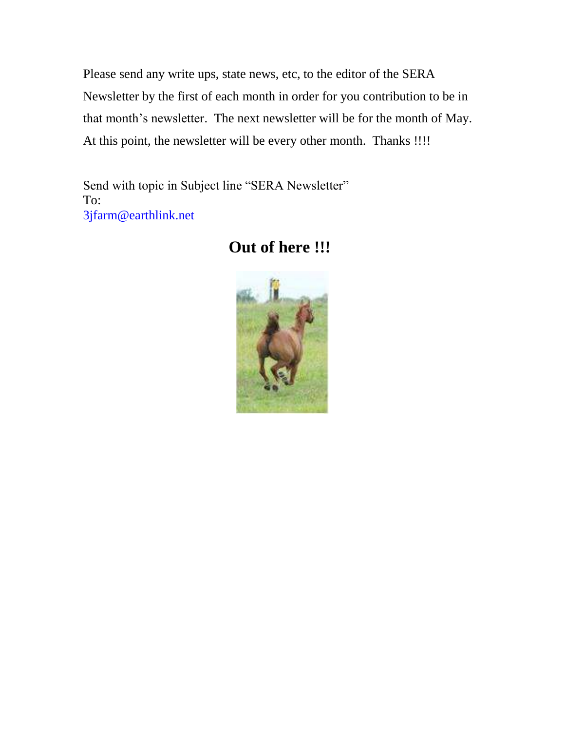Please send any write ups, state news, etc, to the editor of the SERA Newsletter by the first of each month in order for you contribution to be in that month's newsletter. The next newsletter will be for the month of May. At this point, the newsletter will be every other month. Thanks !!!!

Send with topic in Subject line "SERA Newsletter"
To:
3jfarm@earthlink.net

## Out of here !!!